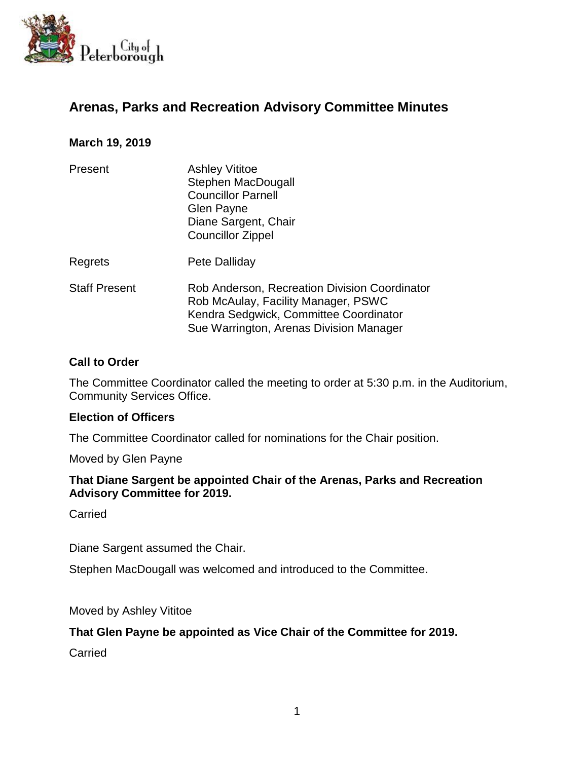# Arenas, Parks and Recreation Advisory Committee Minutes

**March 19, 2019**

| | |
|---|---|
| Present | Ashley Vititoe<br>Stephen MacDougall<br>Councillor Parnell<br>Glen Payne<br>Diane Sargent, Chair<br>Councillor Zippel |
| Regrets | Pete Dalliday |
| Staff Present | Rob Anderson, Recreation Division Coordinator<br>Rob McAulay, Facility Manager, PSWC<br>Kendra Sedgwick, Committee Coordinator<br>Sue Warrington, Arenas Division Manager |

### Call to Order

The Committee Coordinator called the meeting to order at 5:30 p.m. in the Auditorium, Community Services Office.

### Election of Officers

The Committee Coordinator called for nominations for the Chair position.

Moved by Glen Payne

**That Diane Sargent be appointed Chair of the Arenas, Parks and Recreation Advisory Committee for 2019.**

Carried

Diane Sargent assumed the Chair.

Stephen MacDougall was welcomed and introduced to the Committee.

Moved by Ashley Vititoe

**That Glen Payne be appointed as Vice Chair of the Committee for 2019.**

Carried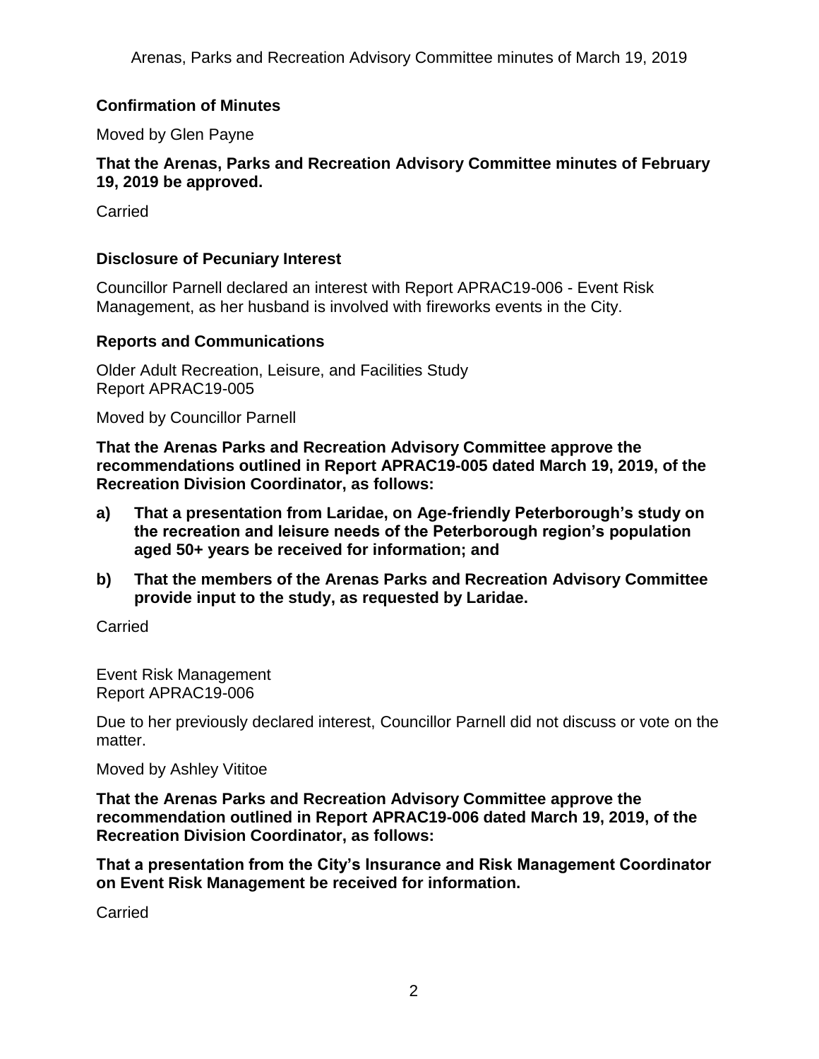## Confirmation of Minutes

Moved by Glen Payne

**That the Arenas, Parks and Recreation Advisory Committee minutes of February 19, 2019 be approved.**

Carried

## Disclosure of Pecuniary Interest

Councillor Parnell declared an interest with Report APRAC19-006 - Event Risk Management, as her husband is involved with fireworks events in the City.

## Reports and Communications

Older Adult Recreation, Leisure, and Facilities Study
Report APRAC19-005

Moved by Councillor Parnell

**That the Arenas Parks and Recreation Advisory Committee approve the recommendations outlined in Report APRAC19-005 dated March 19, 2019, of the Recreation Division Coordinator, as follows:**

**a) That a presentation from Laridae, on Age-friendly Peterborough's study on the recreation and leisure needs of the Peterborough region's population aged 50+ years be received for information; and**

**b) That the members of the Arenas Parks and Recreation Advisory Committee provide input to the study, as requested by Laridae.**

Carried

Event Risk Management
Report APRAC19-006

Due to her previously declared interest, Councillor Parnell did not discuss or vote on the matter.

Moved by Ashley Vititoe

**That the Arenas Parks and Recreation Advisory Committee approve the recommendation outlined in Report APRAC19-006 dated March 19, 2019, of the Recreation Division Coordinator, as follows:**

**That a presentation from the City's Insurance and Risk Management Coordinator on Event Risk Management be received for information.**

Carried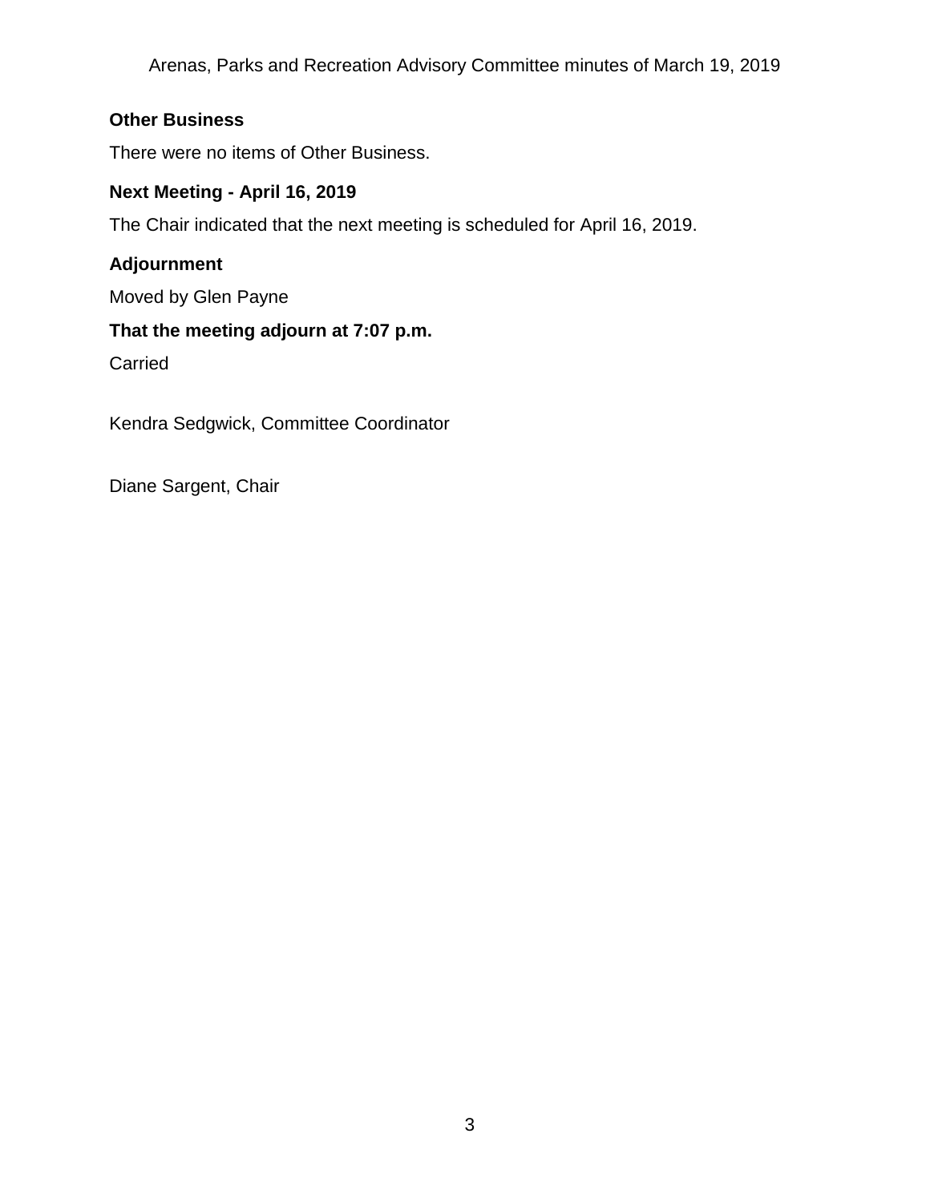## Other Business

There were no items of Other Business.

## Next Meeting - April 16, 2019

The Chair indicated that the next meeting is scheduled for April 16, 2019.

## Adjournment

Moved by Glen Payne

**That the meeting adjourn at 7:07 p.m.**

Carried

Kendra Sedgwick, Committee Coordinator

Diane Sargent, Chair